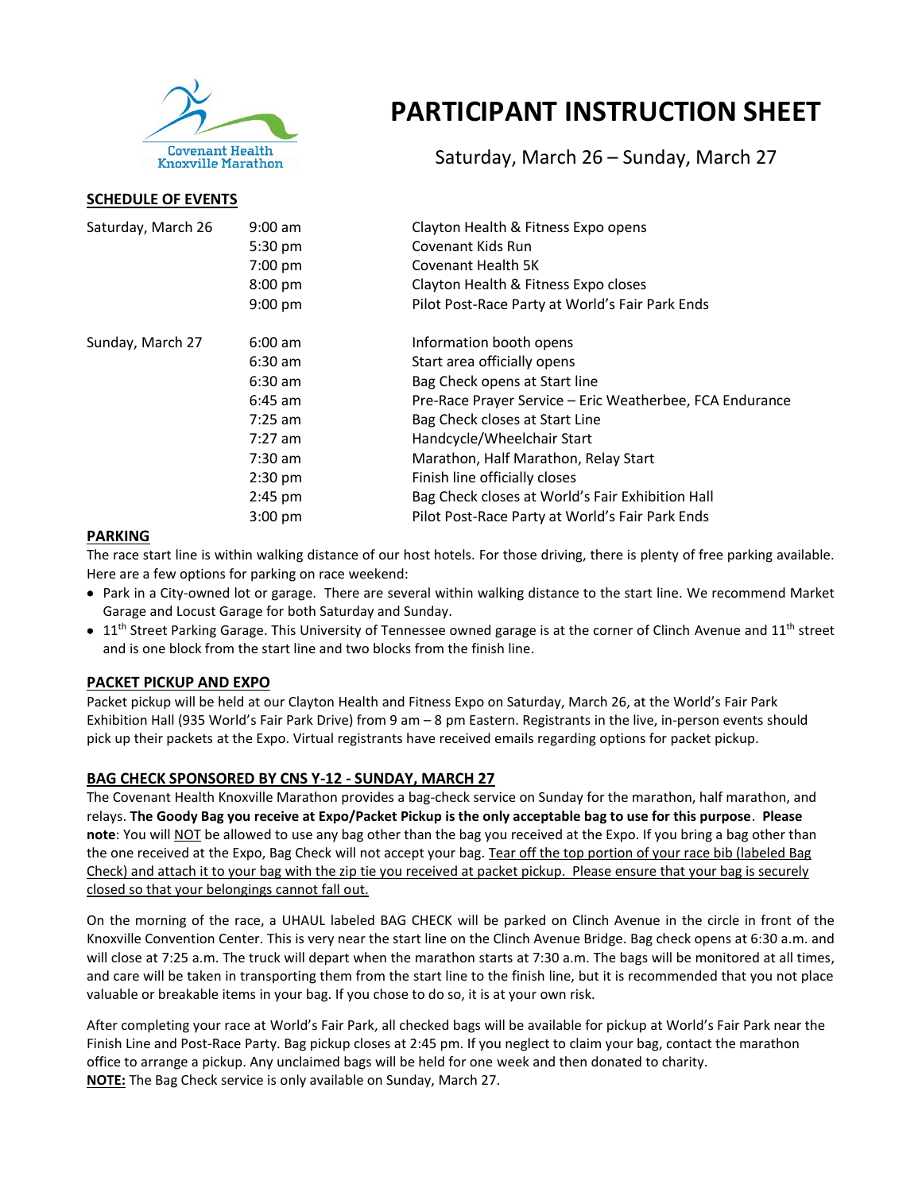# PARTICIPANT INSTRUCTION SHEET

Saturday, March 26 – Sunday, March 27

## SCHEDULE OF EVENTS

| | | |
|---|---|---|
| Saturday, March 26 | 9:00 am | Clayton Health & Fitness Expo opens |
| | 5:30 pm | Covenant Kids Run |
| | 7:00 pm | Covenant Health 5K |
| | 8:00 pm | Clayton Health & Fitness Expo closes |
| | 9:00 pm | Pilot Post-Race Party at World's Fair Park Ends |
| Sunday, March 27 | 6:00 am | Information booth opens |
| | 6:30 am | Start area officially opens |
| | 6:30 am | Bag Check opens at Start line |
| | 6:45 am | Pre-Race Prayer Service – Eric Weatherbee, FCA Endurance |
| | 7:25 am | Bag Check closes at Start Line |
| | 7:27 am | Handcycle/Wheelchair Start |
| | 7:30 am | Marathon, Half Marathon, Relay Start |
| | 2:30 pm | Finish line officially closes |
| | 2:45 pm | Bag Check closes at World's Fair Exhibition Hall |
| | 3:00 pm | Pilot Post-Race Party at World's Fair Park Ends |

## PARKING

The race start line is within walking distance of our host hotels. For those driving, there is plenty of free parking available. Here are a few options for parking on race weekend:

- Park in a City-owned lot or garage. There are several within walking distance to the start line. We recommend Market Garage and Locust Garage for both Saturday and Sunday.
- 11th Street Parking Garage. This University of Tennessee owned garage is at the corner of Clinch Avenue and 11th street and is one block from the start line and two blocks from the finish line.

## PACKET PICKUP AND EXPO

Packet pickup will be held at our Clayton Health and Fitness Expo on Saturday, March 26, at the World's Fair Park Exhibition Hall (935 World's Fair Park Drive) from 9 am – 8 pm Eastern. Registrants in the live, in-person events should pick up their packets at the Expo. Virtual registrants have received emails regarding options for packet pickup.

## BAG CHECK SPONSORED BY CNS Y-12 - SUNDAY, MARCH 27

The Covenant Health Knoxville Marathon provides a bag-check service on Sunday for the marathon, half marathon, and relays. **The Goody Bag you receive at Expo/Packet Pickup is the only acceptable bag to use for this purpose**. **Please note**: You will NOT be allowed to use any bag other than the bag you received at the Expo. If you bring a bag other than the one received at the Expo, Bag Check will not accept your bag. Tear off the top portion of your race bib (labeled Bag Check) and attach it to your bag with the zip tie you received at packet pickup. Please ensure that your bag is securely closed so that your belongings cannot fall out.

On the morning of the race, a UHAUL labeled BAG CHECK will be parked on Clinch Avenue in the circle in front of the Knoxville Convention Center. This is very near the start line on the Clinch Avenue Bridge. Bag check opens at 6:30 a.m. and will close at 7:25 a.m. The truck will depart when the marathon starts at 7:30 a.m. The bags will be monitored at all times, and care will be taken in transporting them from the start line to the finish line, but it is recommended that you not place valuable or breakable items in your bag. If you chose to do so, it is at your own risk.

After completing your race at World's Fair Park, all checked bags will be available for pickup at World's Fair Park near the Finish Line and Post-Race Party. Bag pickup closes at 2:45 pm. If you neglect to claim your bag, contact the marathon office to arrange a pickup. Any unclaimed bags will be held for one week and then donated to charity.

**NOTE:** The Bag Check service is only available on Sunday, March 27.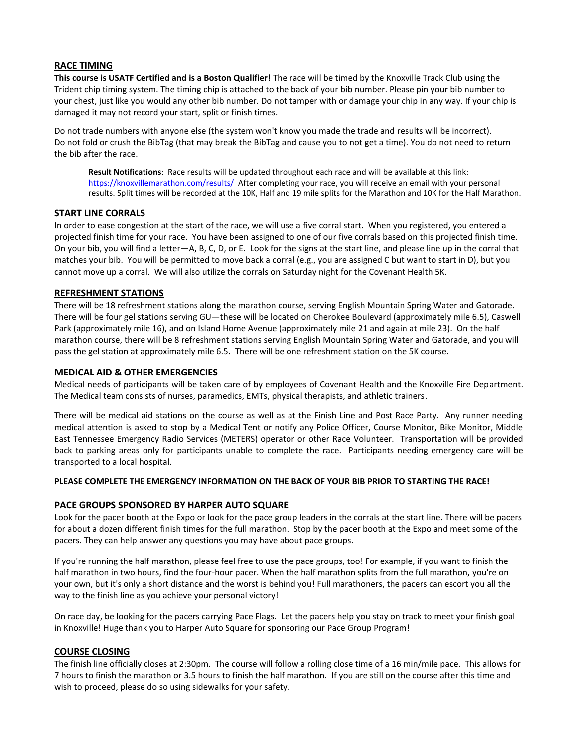## RACE TIMING

**This course is USATF Certified and is a Boston Qualifier!** The race will be timed by the Knoxville Track Club using the Trident chip timing system. The timing chip is attached to the back of your bib number. Please pin your bib number to your chest, just like you would any other bib number. Do not tamper with or damage your chip in any way. If your chip is damaged it may not record your start, split or finish times.

Do not trade numbers with anyone else (the system won't know you made the trade and results will be incorrect). Do not fold or crush the BibTag (that may break the BibTag and cause you to not get a time). You do not need to return the bib after the race.

> **Result Notifications**: Race results will be updated throughout each race and will be available at this link: https://knoxvillemarathon.com/results/ After completing your race, you will receive an email with your personal results. Split times will be recorded at the 10K, Half and 19 mile splits for the Marathon and 10K for the Half Marathon.

## START LINE CORRALS

In order to ease congestion at the start of the race, we will use a five corral start. When you registered, you entered a projected finish time for your race. You have been assigned to one of our five corrals based on this projected finish time. On your bib, you will find a letter—A, B, C, D, or E. Look for the signs at the start line, and please line up in the corral that matches your bib. You will be permitted to move back a corral (e.g., you are assigned C but want to start in D), but you cannot move up a corral. We will also utilize the corrals on Saturday night for the Covenant Health 5K.

## REFRESHMENT STATIONS

There will be 18 refreshment stations along the marathon course, serving English Mountain Spring Water and Gatorade. There will be four gel stations serving GU—these will be located on Cherokee Boulevard (approximately mile 6.5), Caswell Park (approximately mile 16), and on Island Home Avenue (approximately mile 21 and again at mile 23). On the half marathon course, there will be 8 refreshment stations serving English Mountain Spring Water and Gatorade, and you will pass the gel station at approximately mile 6.5. There will be one refreshment station on the 5K course.

## MEDICAL AID & OTHER EMERGENCIES

Medical needs of participants will be taken care of by employees of Covenant Health and the Knoxville Fire Department. The Medical team consists of nurses, paramedics, EMTs, physical therapists, and athletic trainers.

There will be medical aid stations on the course as well as at the Finish Line and Post Race Party. Any runner needing medical attention is asked to stop by a Medical Tent or notify any Police Officer, Course Monitor, Bike Monitor, Middle East Tennessee Emergency Radio Services (METERS) operator or other Race Volunteer. Transportation will be provided back to parking areas only for participants unable to complete the race. Participants needing emergency care will be transported to a local hospital.

**PLEASE COMPLETE THE EMERGENCY INFORMATION ON THE BACK OF YOUR BIB PRIOR TO STARTING THE RACE!**

## PACE GROUPS SPONSORED BY HARPER AUTO SQUARE

Look for the pacer booth at the Expo or look for the pace group leaders in the corrals at the start line. There will be pacers for about a dozen different finish times for the full marathon. Stop by the pacer booth at the Expo and meet some of the pacers. They can help answer any questions you may have about pace groups.

If you're running the half marathon, please feel free to use the pace groups, too! For example, if you want to finish the half marathon in two hours, find the four-hour pacer. When the half marathon splits from the full marathon, you're on your own, but it's only a short distance and the worst is behind you! Full marathoners, the pacers can escort you all the way to the finish line as you achieve your personal victory!

On race day, be looking for the pacers carrying Pace Flags. Let the pacers help you stay on track to meet your finish goal in Knoxville! Huge thank you to Harper Auto Square for sponsoring our Pace Group Program!

## COURSE CLOSING

The finish line officially closes at 2:30pm. The course will follow a rolling close time of a 16 min/mile pace. This allows for 7 hours to finish the marathon or 3.5 hours to finish the half marathon. If you are still on the course after this time and wish to proceed, please do so using sidewalks for your safety.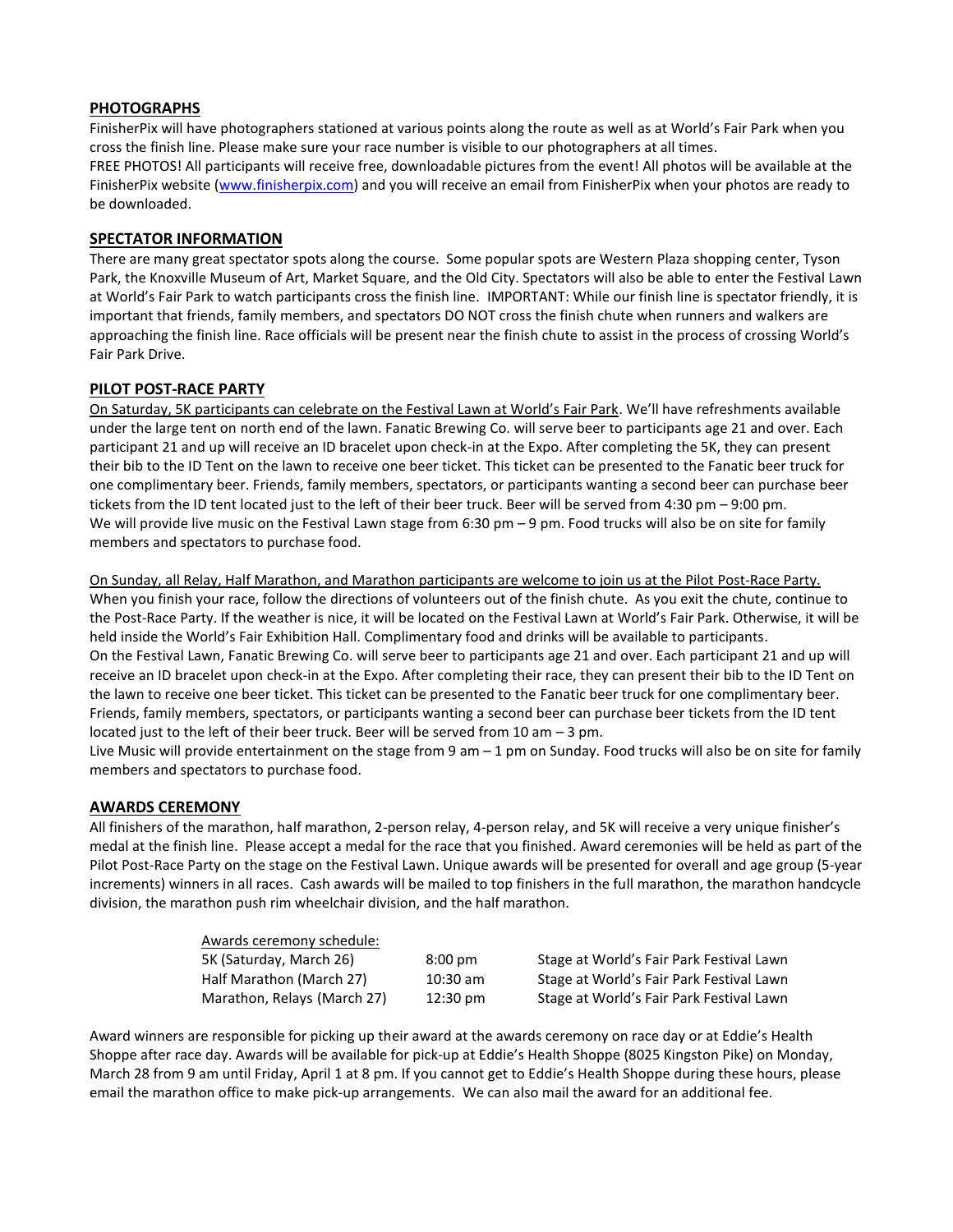## PHOTOGRAPHS

FinisherPix will have photographers stationed at various points along the route as well as at World's Fair Park when you cross the finish line. Please make sure your race number is visible to our photographers at all times.
FREE PHOTOS! All participants will receive free, downloadable pictures from the event! All photos will be available at the FinisherPix website (www.finisherpix.com) and you will receive an email from FinisherPix when your photos are ready to be downloaded.

## SPECTATOR INFORMATION

There are many great spectator spots along the course. Some popular spots are Western Plaza shopping center, Tyson Park, the Knoxville Museum of Art, Market Square, and the Old City. Spectators will also be able to enter the Festival Lawn at World's Fair Park to watch participants cross the finish line. IMPORTANT: While our finish line is spectator friendly, it is important that friends, family members, and spectators DO NOT cross the finish chute when runners and walkers are approaching the finish line. Race officials will be present near the finish chute to assist in the process of crossing World's Fair Park Drive.

## PILOT POST-RACE PARTY

On Saturday, 5K participants can celebrate on the Festival Lawn at World's Fair Park. We'll have refreshments available under the large tent on north end of the lawn. Fanatic Brewing Co. will serve beer to participants age 21 and over. Each participant 21 and up will receive an ID bracelet upon check-in at the Expo. After completing the 5K, they can present their bib to the ID Tent on the lawn to receive one beer ticket. This ticket can be presented to the Fanatic beer truck for one complimentary beer. Friends, family members, spectators, or participants wanting a second beer can purchase beer tickets from the ID tent located just to the left of their beer truck. Beer will be served from 4:30 pm – 9:00 pm.
We will provide live music on the Festival Lawn stage from 6:30 pm – 9 pm. Food trucks will also be on site for family members and spectators to purchase food.

On Sunday, all Relay, Half Marathon, and Marathon participants are welcome to join us at the Pilot Post-Race Party. When you finish your race, follow the directions of volunteers out of the finish chute. As you exit the chute, continue to the Post-Race Party. If the weather is nice, it will be located on the Festival Lawn at World's Fair Park. Otherwise, it will be held inside the World's Fair Exhibition Hall. Complimentary food and drinks will be available to participants.
On the Festival Lawn, Fanatic Brewing Co. will serve beer to participants age 21 and over. Each participant 21 and up will receive an ID bracelet upon check-in at the Expo. After completing their race, they can present their bib to the ID Tent on the lawn to receive one beer ticket. This ticket can be presented to the Fanatic beer truck for one complimentary beer. Friends, family members, spectators, or participants wanting a second beer can purchase beer tickets from the ID tent located just to the left of their beer truck. Beer will be served from 10 am – 3 pm.
Live Music will provide entertainment on the stage from 9 am – 1 pm on Sunday. Food trucks will also be on site for family members and spectators to purchase food.

## AWARDS CEREMONY

All finishers of the marathon, half marathon, 2-person relay, 4-person relay, and 5K will receive a very unique finisher's medal at the finish line. Please accept a medal for the race that you finished. Award ceremonies will be held as part of the Pilot Post-Race Party on the stage on the Festival Lawn. Unique awards will be presented for overall and age group (5-year increments) winners in all races. Cash awards will be mailed to top finishers in the full marathon, the marathon handcycle division, the marathon push rim wheelchair division, and the half marathon.

| Awards ceremony schedule: | | |
|---|---|---|
| 5K (Saturday, March 26) | 8:00 pm | Stage at World's Fair Park Festival Lawn |
| Half Marathon (March 27) | 10:30 am | Stage at World's Fair Park Festival Lawn |
| Marathon, Relays (March 27) | 12:30 pm | Stage at World's Fair Park Festival Lawn |

Award winners are responsible for picking up their award at the awards ceremony on race day or at Eddie's Health Shoppe after race day. Awards will be available for pick-up at Eddie's Health Shoppe (8025 Kingston Pike) on Monday, March 28 from 9 am until Friday, April 1 at 8 pm. If you cannot get to Eddie's Health Shoppe during these hours, please email the marathon office to make pick-up arrangements. We can also mail the award for an additional fee.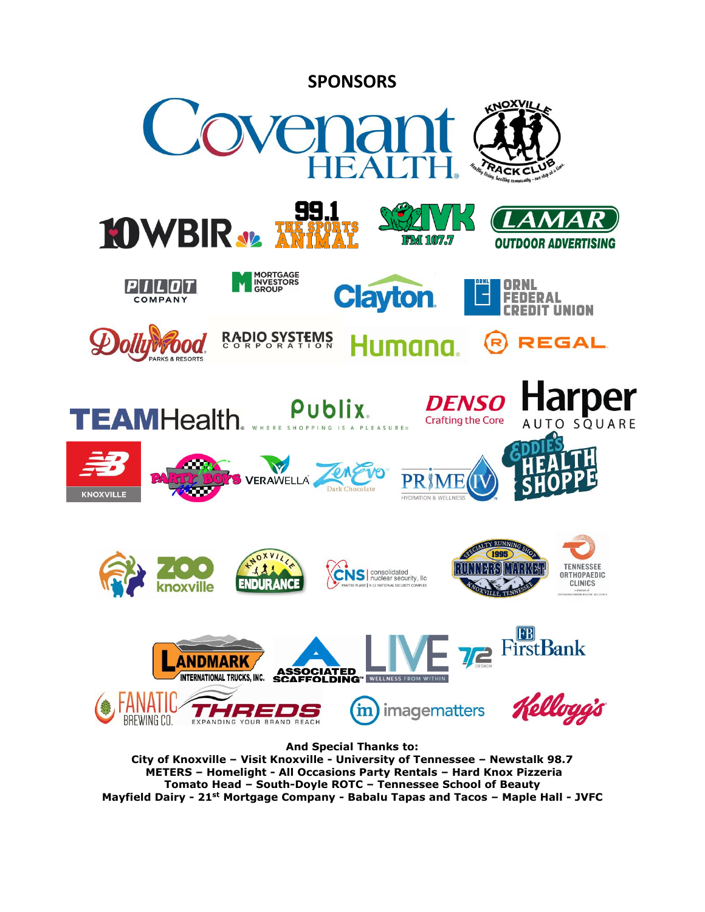# SPONSORS

**And Special Thanks to:**
**City of Knoxville – Visit Knoxville - University of Tennessee – Newstalk 98.7**
**METERS – Homelight - All Occasions Party Rentals – Hard Knox Pizzeria**
**Tomato Head – South-Doyle ROTC – Tennessee School of Beauty**
**Mayfield Dairy - 21st Mortgage Company - Babalu Tapas and Tacos – Maple Hall - JVFC**